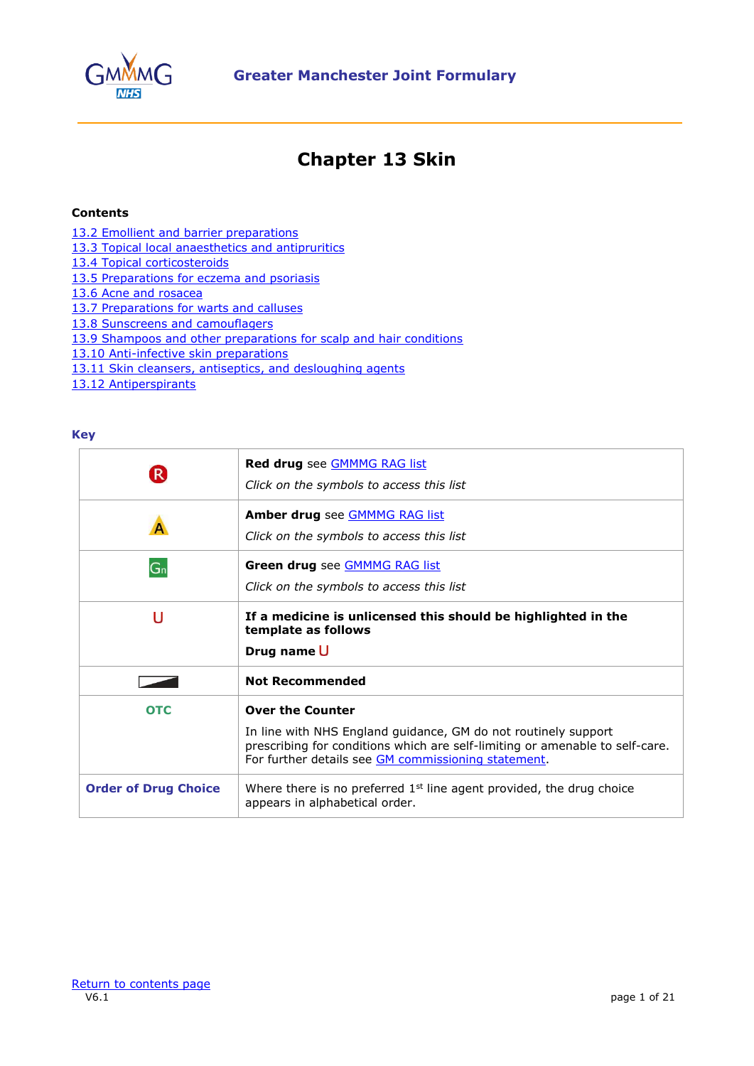# Chapter 13 Skin

**Contents**

- 13.2 Emollient and barrier preparations
- 13.3 Topical local anaesthetics and antipruritics
- 13.4 Topical corticosteroids
- 13.5 Preparations for eczema and psoriasis
- 13.6 Acne and rosacea
- 13.7 Preparations for warts and calluses
- 13.8 Sunscreens and camouflagers
- 13.9 Shampoos and other preparations for scalp and hair conditions
- 13.10 Anti-infective skin preparations
- 13.11 Skin cleansers, antiseptics, and desloughing agents
- 13.12 Antiperspirants

## Key

| | |
|---|---|
| R | **Red drug** see GMMMG RAG list<br>*Click on the symbols to access this list* |
| A | **Amber drug** see GMMMG RAG list<br>*Click on the symbols to access this list* |
| Gn | **Green drug** see GMMMG RAG list<br>*Click on the symbols to access this list* |
| U | **If a medicine is unlicensed this should be highlighted in the template as follows**<br>**Drug name** U |
| | **Not Recommended** |
| OTC | **Over the Counter**<br>In line with NHS England guidance, GM do not routinely support prescribing for conditions which are self-limiting or amenable to self-care. For further details see GM commissioning statement. |
| **Order of Drug Choice** | Where there is no preferred 1st line agent provided, the drug choice appears in alphabetical order. |

Return to contents page

V6.1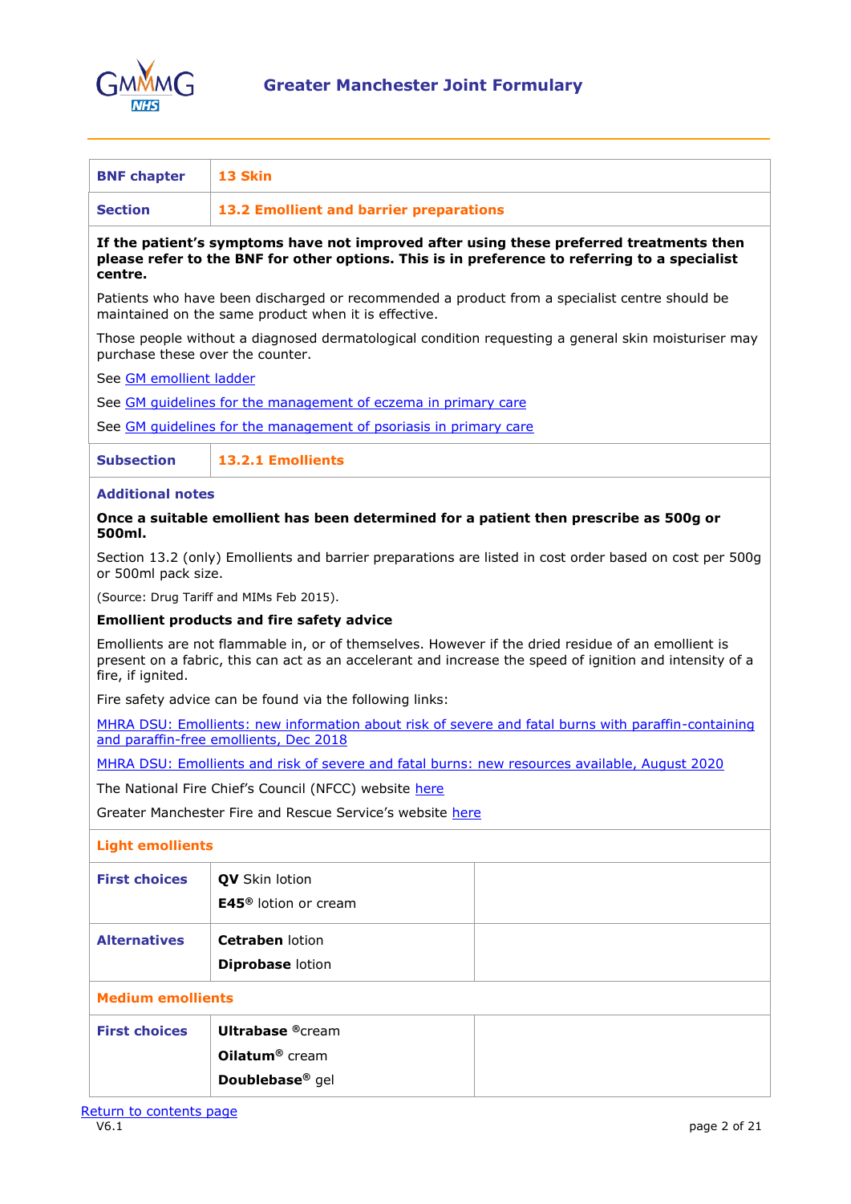| BNF chapter | 13 Skin |
|---|---|
| Section | 13.2 Emollient and barrier preparations |

**If the patient's symptoms have not improved after using these preferred treatments then please refer to the BNF for other options. This is in preference to referring to a specialist centre.**

Patients who have been discharged or recommended a product from a specialist centre should be maintained on the same product when it is effective.

Those people without a diagnosed dermatological condition requesting a general skin moisturiser may purchase these over the counter.

See GM emollient ladder

See GM guidelines for the management of eczema in primary care

See GM guidelines for the management of psoriasis in primary care

| Subsection | 13.2.1 Emollients |
|---|---|

### Additional notes

**Once a suitable emollient has been determined for a patient then prescribe as 500g or 500ml.**

Section 13.2 (only) Emollients and barrier preparations are listed in cost order based on cost per 500g or 500ml pack size.

(Source: Drug Tariff and MIMs Feb 2015).

**Emollient products and fire safety advice**

Emollients are not flammable in, or of themselves. However if the dried residue of an emollient is present on a fabric, this can act as an accelerant and increase the speed of ignition and intensity of a fire, if ignited.

Fire safety advice can be found via the following links:

MHRA DSU: Emollients: new information about risk of severe and fatal burns with paraffin-containing and paraffin-free emollients, Dec 2018

MHRA DSU: Emollients and risk of severe and fatal burns: new resources available, August 2020

The National Fire Chief's Council (NFCC) website here

Greater Manchester Fire and Rescue Service's website here

### Light emollients

| | | |
|---|---|---|
| First choices | **QV** Skin lotion<br>**E45®** lotion or cream | |
| Alternatives | **Cetraben** lotion<br>**Diprobase** lotion | |

### Medium emollients

| | | |
|---|---|---|
| First choices | **Ultrabase** ®cream<br>**Oilatum®** cream<br>**Doublebase®** gel | |

Return to contents page

V6.1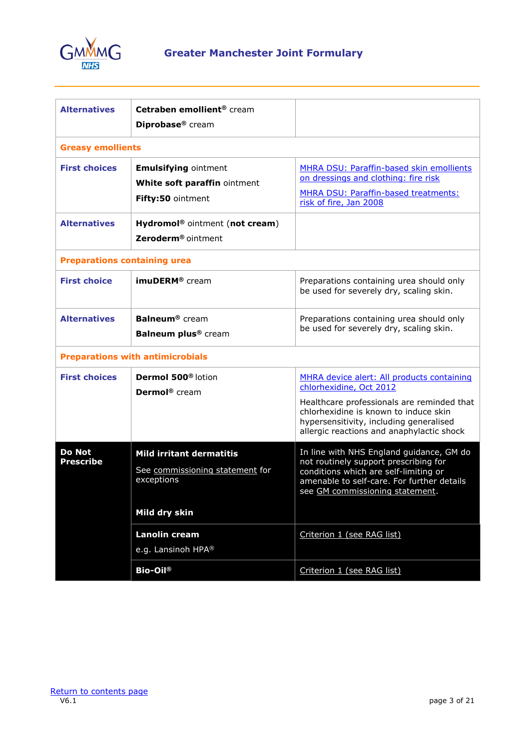| | | |
|---|---|---|
| **Alternatives** | **Cetraben emollient®** cream<br>**Diprobase®** cream | |
| **Greasy emollients** | | |
| **First choices** | **Emulsifying** ointment<br>**White soft paraffin** ointment<br>**Fifty:50** ointment | MHRA DSU: Paraffin-based skin emollients on dressings and clothing: fire risk<br>MHRA DSU: Paraffin-based treatments: risk of fire, Jan 2008 |
| **Alternatives** | **Hydromol®** ointment (**not cream**)<br>**Zeroderm®** ointment | |
| **Preparations containing urea** | | |
| **First choice** | **imuDERM®** cream | Preparations containing urea should only be used for severely dry, scaling skin. |
| **Alternatives** | **Balneum®** cream<br>**Balneum plus®** cream | Preparations containing urea should only be used for severely dry, scaling skin. |
| **Preparations with antimicrobials** | | |
| **First choices** | **Dermol 500®** lotion<br>**Dermol®** cream | MHRA device alert: All products containing chlorhexidine, Oct 2012<br>Healthcare professionals are reminded that chlorhexidine is known to induce skin hypersensitivity, including generalised allergic reactions and anaphylactic shock |
| **Do Not Prescribe** | **Mild irritant dermatitis**<br>See commissioning statement for exceptions<br>**Mild dry skin** | In line with NHS England guidance, GM do not routinely support prescribing for conditions which are self-limiting or amenable to self-care. For further details see GM commissioning statement. |
| | **Lanolin cream**<br>e.g. Lansinoh HPA® | Criterion 1 (see RAG list) |
| | **Bio-Oil®** | Criterion 1 (see RAG list) |

Return to contents page

V6.1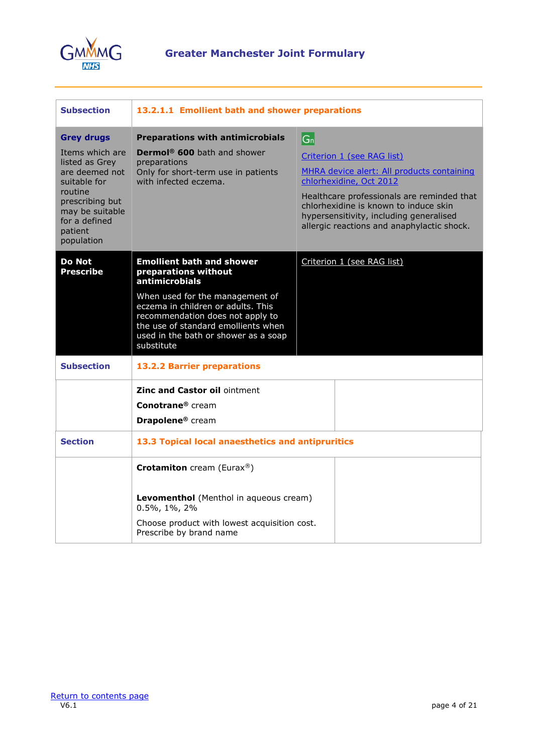| Subsection | 13.2.1.1 Emollient bath and shower preparations | |
|---|---|---|
| **Grey drugs**<br>Items which are listed as Grey are deemed not suitable for routine prescribing but may be suitable for a defined patient population | **Preparations with antimicrobials**<br>**Dermol® 600** bath and shower preparations<br>Only for short-term use in patients with infected eczema. | Gn<br>Criterion 1 (see RAG list)<br>MHRA device alert: All products containing chlorhexidine, Oct 2012<br>Healthcare professionals are reminded that chlorhexidine is known to induce skin hypersensitivity, including generalised allergic reactions and anaphylactic shock. |
| **Do Not Prescribe** | **Emollient bath and shower preparations without antimicrobials**<br>When used for the management of eczema in children or adults. This recommendation does not apply to the use of standard emollients when used in the bath or shower as a soap substitute | Criterion 1 (see RAG list) |
| **Subsection** | **13.2.2 Barrier preparations** | |
| | **Zinc and Castor oil** ointment<br>**Conotrane®** cream<br>**Drapolene®** cream | |
| **Section** | **13.3 Topical local anaesthetics and antipruritics** | |
| | **Crotamiton** cream (Eurax®)<br><br>**Levomenthol** (Menthol in aqueous cream) 0.5%, 1%, 2%<br>Choose product with lowest acquisition cost. Prescribe by brand name | |

Return to contents page

V6.1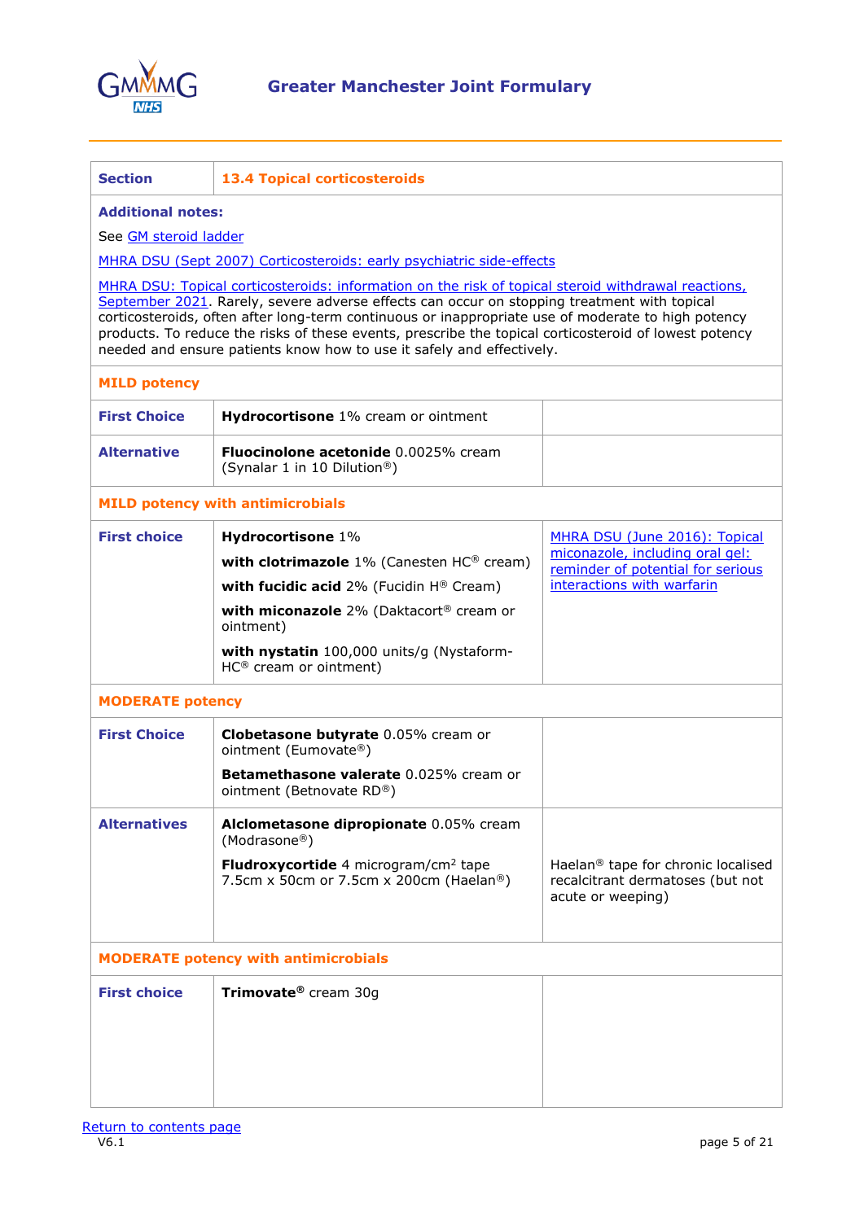| Section | 13.4 Topical corticosteroids | |
|---|---|---|
| **Additional notes:**<br>See GM steroid ladder<br>MHRA DSU (Sept 2007) Corticosteroids: early psychiatric side-effects<br>MHRA DSU: Topical corticosteroids: information on the risk of topical steroid withdrawal reactions, September 2021. Rarely, severe adverse effects can occur on stopping treatment with topical corticosteroids, often after long-term continuous or inappropriate use of moderate to high potency products. To reduce the risks of these events, prescribe the topical corticosteroid of lowest potency needed and ensure patients know how to use it safely and effectively. | | |
| **MILD potency** | | |
| **First Choice** | **Hydrocortisone** 1% cream or ointment | |
| **Alternative** | **Fluocinolone acetonide** 0.0025% cream (Synalar 1 in 10 Dilution®) | |
| **MILD potency with antimicrobials** | | |
| **First choice** | **Hydrocortisone** 1%<br>**with clotrimazole** 1% (Canesten HC® cream)<br>**with fucidic acid** 2% (Fucidin H® Cream)<br>**with miconazole** 2% (Daktacort® cream or ointment)<br>**with nystatin** 100,000 units/g (Nystaform-HC® cream or ointment) | MHRA DSU (June 2016): Topical miconazole, including oral gel: reminder of potential for serious interactions with warfarin |
| **MODERATE potency** | | |
| **First Choice** | **Clobetasone butyrate** 0.05% cream or ointment (Eumovate®)<br>**Betamethasone valerate** 0.025% cream or ointment (Betnovate RD®) | |
| **Alternatives** | **Alclometasone dipropionate** 0.05% cream (Modrasone®)<br>**Fludroxycortide** 4 microgram/cm² tape 7.5cm x 50cm or 7.5cm x 200cm (Haelan®) | Haelan® tape for chronic localised recalcitrant dermatoses (but not acute or weeping) |
| **MODERATE potency with antimicrobials** | | |
| **First choice** | **Trimovate®** cream 30g | |

Return to contents page

V6.1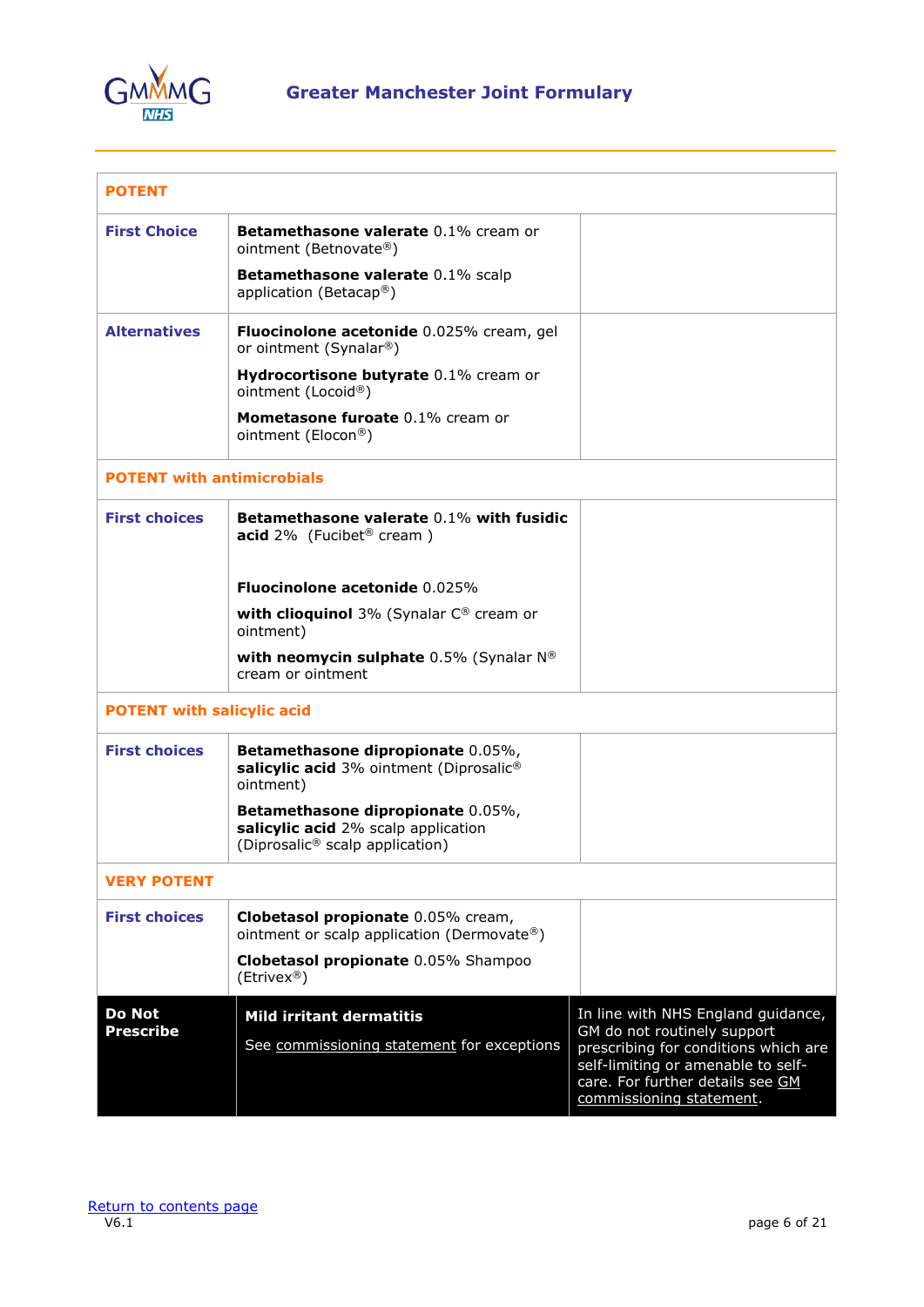| POTENT | | |
|---|---|---|
| **First Choice** | **Betamethasone valerate** 0.1% cream or ointment (Betnovate®)<br><br>**Betamethasone valerate** 0.1% scalp application (Betacap®) | |
| **Alternatives** | **Fluocinolone acetonide** 0.025% cream, gel or ointment (Synalar®)<br><br>**Hydrocortisone butyrate** 0.1% cream or ointment (Locoid®)<br><br>**Mometasone furoate** 0.1% cream or ointment (Elocon®) | |
| **POTENT with antimicrobials** | | |
| **First choices** | **Betamethasone valerate** 0.1% **with fusidic acid** 2% (Fucibet® cream )<br><br>**Fluocinolone acetonide** 0.025%<br><br>**with clioquinol** 3% (Synalar C® cream or ointment)<br><br>**with neomycin sulphate** 0.5% (Synalar N® cream or ointment | |
| **POTENT with salicylic acid** | | |
| **First choices** | **Betamethasone dipropionate** 0.05%, **salicylic acid** 3% ointment (Diprosalic® ointment)<br><br>**Betamethasone dipropionate** 0.05%, **salicylic acid** 2% scalp application (Diprosalic® scalp application) | |
| **VERY POTENT** | | |
| **First choices** | **Clobetasol propionate** 0.05% cream, ointment or scalp application (Dermovate®)<br><br>**Clobetasol propionate** 0.05% Shampoo (Etrivex®) | |
| **Do Not Prescribe** | **Mild irritant dermatitis**<br><br>See commissioning statement for exceptions | In line with NHS England guidance, GM do not routinely support prescribing for conditions which are self-limiting or amenable to self-care. For further details see GM commissioning statement. |

Return to contents page

V6.1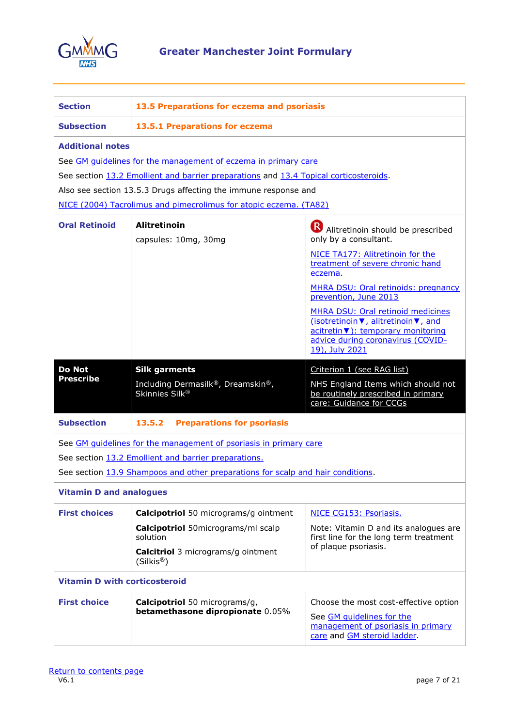Greater Manchester Joint Formulary

| Section | 13.5 Preparations for eczema and psoriasis | |
|---|---|---|
| Subsection | 13.5.1 Preparations for eczema | |
| **Additional notes**<br>See GM guidelines for the management of eczema in primary care<br>See section 13.2 Emollient and barrier preparations and 13.4 Topical corticosteroids.<br>Also see section 13.5.3 Drugs affecting the immune response and<br>NICE (2004) Tacrolimus and pimecrolimus for atopic eczema. (TA82) | | |
| **Oral Retinoid** | **Alitretinoin**<br>capsules: 10mg, 30mg | R Alitretinoin should be prescribed only by a consultant.<br>NICE TA177: Alitretinoin for the treatment of severe chronic hand eczema.<br>MHRA DSU: Oral retinoids: pregnancy prevention, June 2013<br>MHRA DSU: Oral retinoid medicines (isotretinoin▼, alitretinoin▼, and acitretin▼): temporary monitoring advice during coronavirus (COVID-19), July 2021 |
| **Do Not Prescribe** | **Silk garments**<br>Including Dermasilk®, Dreamskin®, Skinnies Silk® | Criterion 1 (see RAG list)<br>NHS England Items which should not be routinely prescribed in primary care: Guidance for CCGs |
| **Subsection** | **13.5.2 Preparations for psoriasis** | |
| See GM guidelines for the management of psoriasis in primary care<br>See section 13.2 Emollient and barrier preparations.<br>See section 13.9 Shampoos and other preparations for scalp and hair conditions. | | |
| **Vitamin D and analogues** | | |
| **First choices** | **Calcipotriol** 50 micrograms/g ointment<br>**Calcipotriol** 50micrograms/ml scalp solution<br>**Calcitriol** 3 micrograms/g ointment (Silkis®) | NICE CG153: Psoriasis.<br>Note: Vitamin D and its analogues are first line for the long term treatment of plaque psoriasis. |
| **Vitamin D with corticosteroid** | | |
| **First choice** | **Calcipotriol** 50 micrograms/g, **betamethasone dipropionate** 0.05% | Choose the most cost-effective option<br>See GM guidelines for the management of psoriasis in primary care and GM steroid ladder. |

Return to contents page
V6.1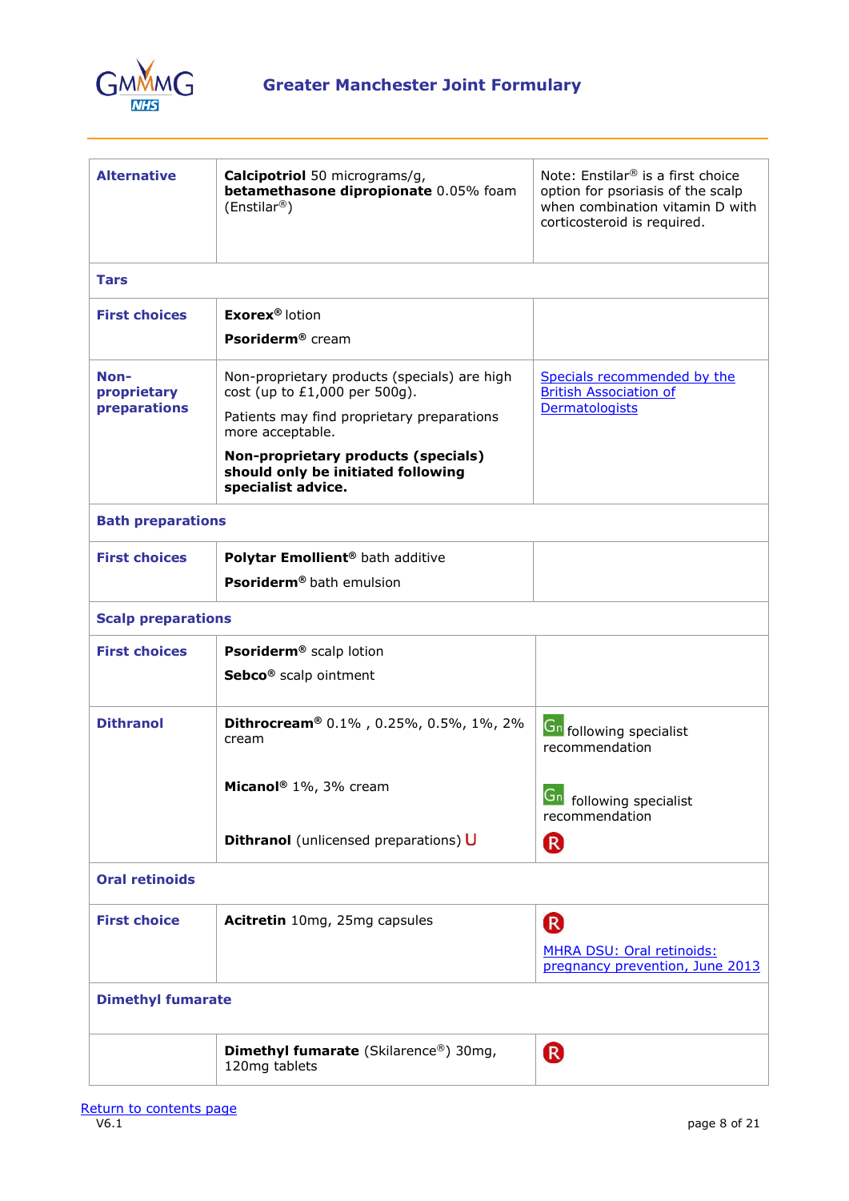| | | |
|---|---|---|
| **Alternative** | **Calcipotriol** 50 micrograms/g, **betamethasone dipropionate** 0.05% foam (Enstilar®) | Note: Enstilar® is a first choice option for psoriasis of the scalp when combination vitamin D with corticosteroid is required. |
| **Tars** | | |
| **First choices** | **Exorex®** lotion<br>**Psoriderm®** cream | |
| **Non-proprietary preparations** | Non-proprietary products (specials) are high cost (up to £1,000 per 500g).<br>Patients may find proprietary preparations more acceptable.<br>**Non-proprietary products (specials) should only be initiated following specialist advice.** | Specials recommended by the British Association of Dermatologists |
| **Bath preparations** | | |
| **First choices** | **Polytar Emollient®** bath additive<br>**Psoriderm®** bath emulsion | |
| **Scalp preparations** | | |
| **First choices** | **Psoriderm®** scalp lotion<br>**Sebco®** scalp ointment | |
| **Dithranol** | **Dithrocream®** 0.1% , 0.25%, 0.5%, 1%, 2% cream<br>**Micanol®** 1%, 3% cream<br>**Dithranol** (unlicensed preparations) U | Gn following specialist recommendation<br>Gn following specialist recommendation<br>R |
| **Oral retinoids** | | |
| **First choice** | **Acitretin** 10mg, 25mg capsules | R<br>MHRA DSU: Oral retinoids: pregnancy prevention, June 2013 |
| **Dimethyl fumarate** | | |
| | **Dimethyl fumarate** (Skilarence®) 30mg, 120mg tablets | R |

Return to contents page

V6.1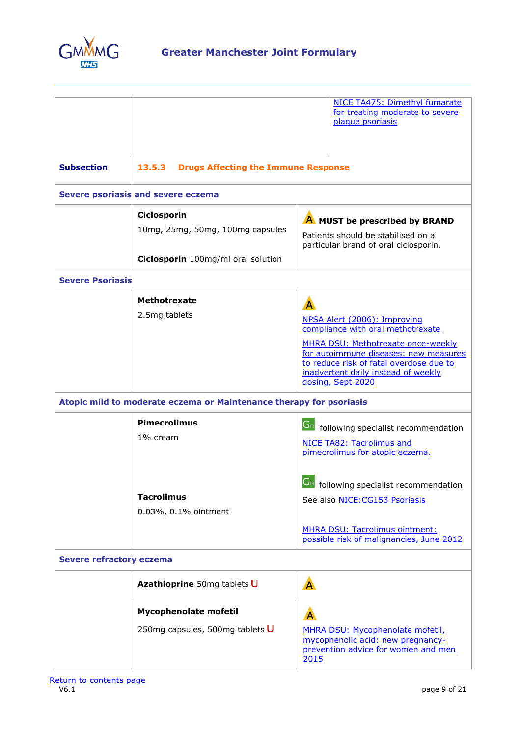| | | |
|---|---|---|
| | | [NICE TA475: Dimethyl fumarate for treating moderate to severe plaque psoriasis](#) |
| **Subsection** | **13.5.3 Drugs Affecting the Immune Response** | |
| **Severe psoriasis and severe eczema** | | |
| | **Ciclosporin**<br>10mg, 25mg, 50mg, 100mg capsules<br><br>**Ciclosporin** 100mg/ml oral solution | A **MUST be prescribed by BRAND**<br>Patients should be stabilised on a particular brand of oral ciclosporin. |
| **Severe Psoriasis** | | |
| | **Methotrexate**<br>2.5mg tablets | A<br>[NPSA Alert (2006): Improving compliance with oral methotrexate](#)<br>[MHRA DSU: Methotrexate once-weekly for autoimmune diseases: new measures to reduce risk of fatal overdose due to inadvertent daily instead of weekly dosing, Sept 2020](#) |
| **Atopic mild to moderate eczema or Maintenance therapy for psoriasis** | | |
| | **Pimecrolimus**<br>1% cream | Gn following specialist recommendation<br>[NICE TA82: Tacrolimus and pimecrolimus for atopic eczema.](#) |
| | **Tacrolimus**<br>0.03%, 0.1% ointment | Gn following specialist recommendation<br>See also [NICE:CG153 Psoriasis](#)<br>[MHRA DSU: Tacrolimus ointment: possible risk of malignancies, June 2012](#) |
| **Severe refractory eczema** | | |
| | **Azathioprine** 50mg tablets U | A |
| | **Mycophenolate mofetil**<br>250mg capsules, 500mg tablets U | A<br>[MHRA DSU: Mycophenolate mofetil, mycophenolic acid: new pregnancy-prevention advice for women and men 2015](#) |

[Return to contents page](#)

V6.1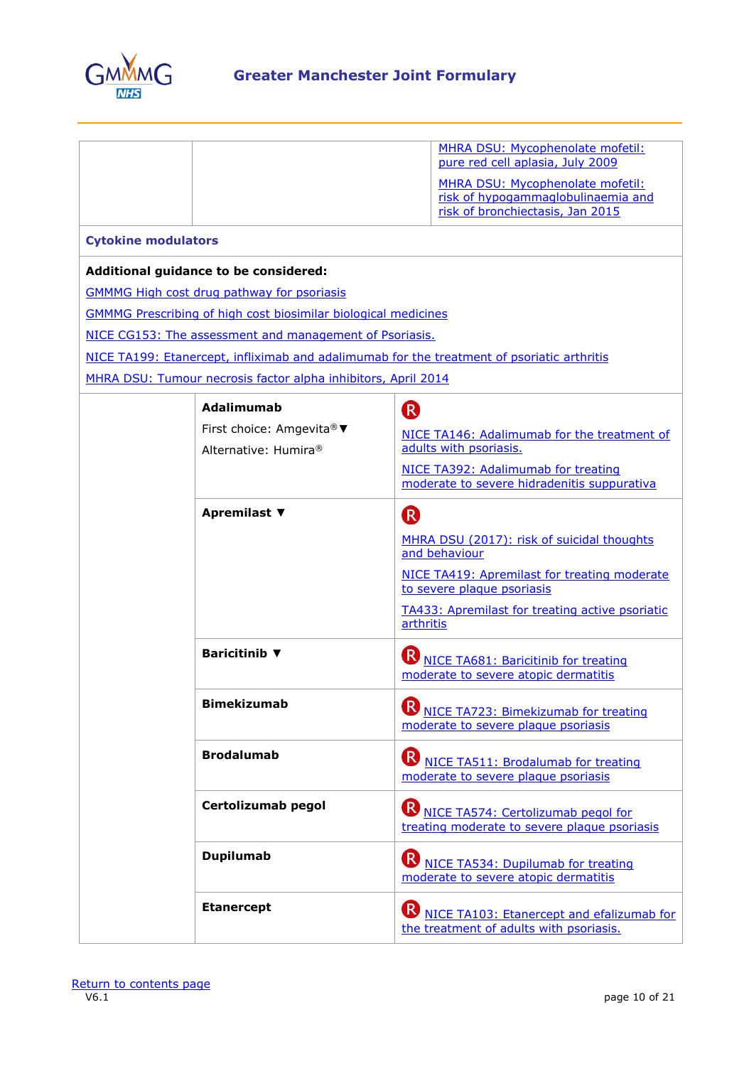| | | |
|---|---|---|
| | | MHRA DSU: Mycophenolate mofetil: pure red cell aplasia, July 2009<br><br>MHRA DSU: Mycophenolate mofetil: risk of hypogammaglobulinaemia and risk of bronchiectasis, Jan 2015 |

**Cytokine modulators**

**Additional guidance to be considered:**

GMMMG High cost drug pathway for psoriasis

GMMMG Prescribing of high cost biosimilar biological medicines

NICE CG153: The assessment and management of Psoriasis.

NICE TA199: Etanercept, infliximab and adalimumab for the treatment of psoriatic arthritis

MHRA DSU: Tumour necrosis factor alpha inhibitors, April 2014

| | | |
|---|---|---|
| | **Adalimumab**<br>First choice: Amgevita®▼<br>Alternative: Humira® | R<br>NICE TA146: Adalimumab for the treatment of adults with psoriasis.<br>NICE TA392: Adalimumab for treating moderate to severe hidradenitis suppurativa |
| | **Apremilast ▼** | R<br>MHRA DSU (2017): risk of suicidal thoughts and behaviour<br>NICE TA419: Apremilast for treating moderate to severe plaque psoriasis<br>TA433: Apremilast for treating active psoriatic arthritis |
| | **Baricitinib ▼** | R NICE TA681: Baricitinib for treating moderate to severe atopic dermatitis |
| | **Bimekizumab** | R NICE TA723: Bimekizumab for treating moderate to severe plaque psoriasis |
| | **Brodalumab** | R NICE TA511: Brodalumab for treating moderate to severe plaque psoriasis |
| | **Certolizumab pegol** | R NICE TA574: Certolizumab pegol for treating moderate to severe plaque psoriasis |
| | **Dupilumab** | R NICE TA534: Dupilumab for treating moderate to severe atopic dermatitis |
| | **Etanercept** | R NICE TA103: Etanercept and efalizumab for the treatment of adults with psoriasis. |

Return to contents page

V6.1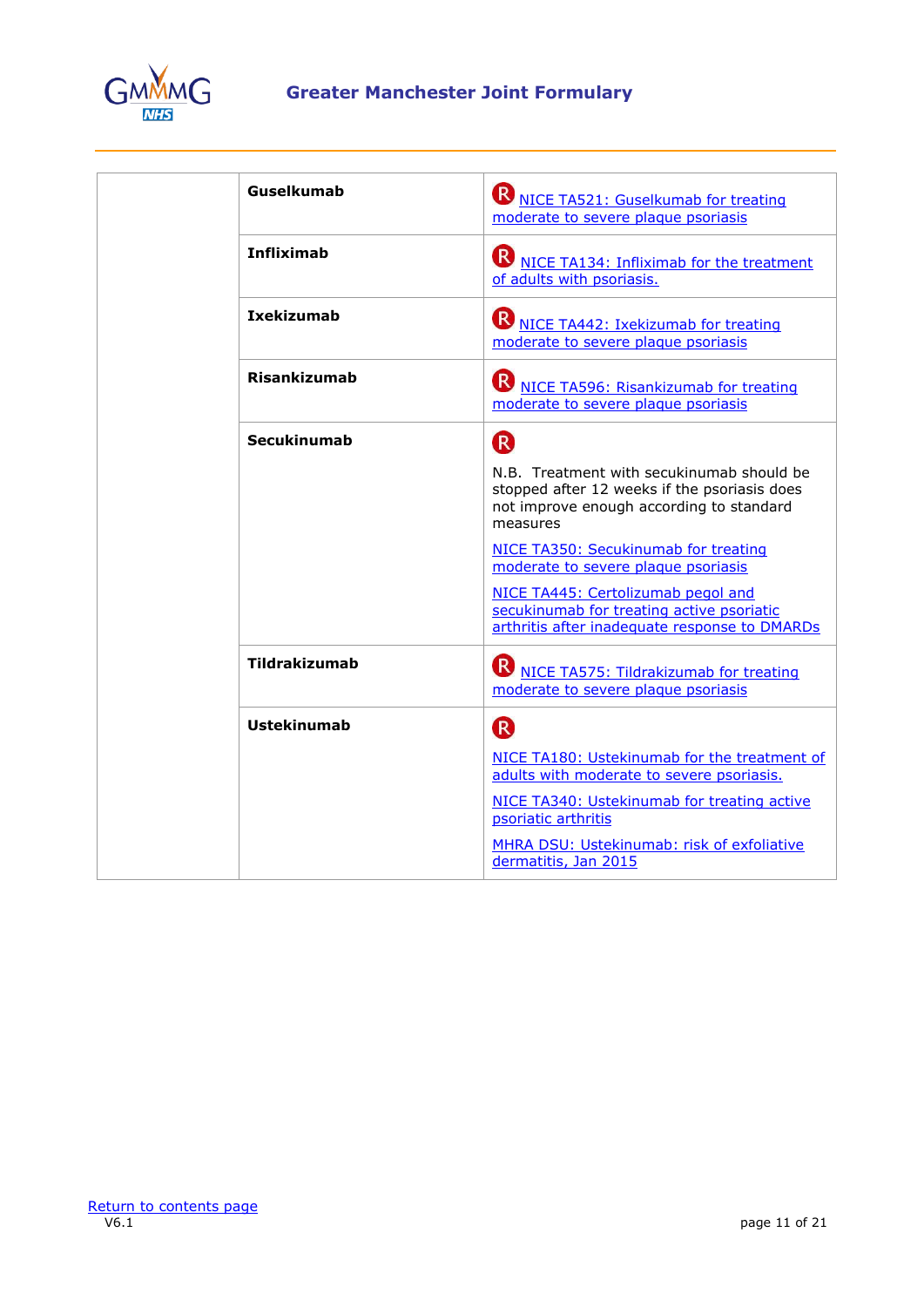| | | |
|---|---|---|
| | **Guselkumab** | R NICE TA521: Guselkumab for treating moderate to severe plaque psoriasis |
| | **Infliximab** | R NICE TA134: Infliximab for the treatment of adults with psoriasis. |
| | **Ixekizumab** | R NICE TA442: Ixekizumab for treating moderate to severe plaque psoriasis |
| | **Risankizumab** | R NICE TA596: Risankizumab for treating moderate to severe plaque psoriasis |
| | **Secukinumab** | R<br><br>N.B. Treatment with secukinumab should be stopped after 12 weeks if the psoriasis does not improve enough according to standard measures<br><br>NICE TA350: Secukinumab for treating moderate to severe plaque psoriasis<br><br>NICE TA445: Certolizumab pegol and secukinumab for treating active psoriatic arthritis after inadequate response to DMARDs |
| | **Tildrakizumab** | R NICE TA575: Tildrakizumab for treating moderate to severe plaque psoriasis |
| | **Ustekinumab** | R<br><br>NICE TA180: Ustekinumab for the treatment of adults with moderate to severe psoriasis.<br><br>NICE TA340: Ustekinumab for treating active psoriatic arthritis<br><br>MHRA DSU: Ustekinumab: risk of exfoliative dermatitis, Jan 2015 |

Return to contents page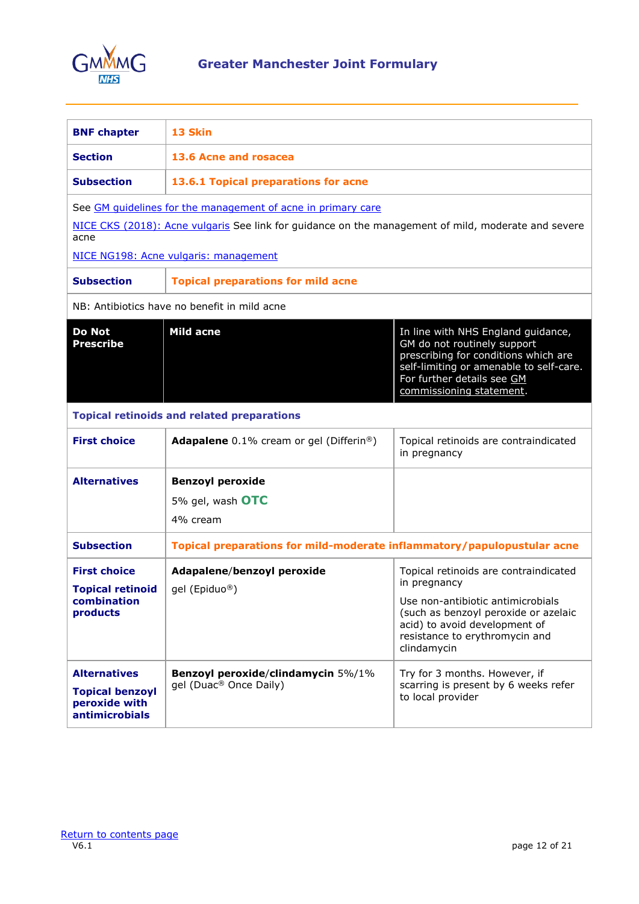| BNF chapter | 13 Skin | |
|---|---|---|
| Section | 13.6 Acne and rosacea | |
| Subsection | 13.6.1 Topical preparations for acne | |
| See GM guidelines for the management of acne in primary care<br>NICE CKS (2018): Acne vulgaris See link for guidance on the management of mild, moderate and severe acne<br>NICE NG198: Acne vulgaris: management | | |
| Subsection | Topical preparations for mild acne | |
| NB: Antibiotics have no benefit in mild acne | | |
| **Do Not Prescribe** | **Mild acne** | In line with NHS England guidance, GM do not routinely support prescribing for conditions which are self-limiting or amenable to self-care. For further details see GM commissioning statement. |
| **Topical retinoids and related preparations** | | |
| **First choice** | **Adapalene** 0.1% cream or gel (Differin®) | Topical retinoids are contraindicated in pregnancy |
| **Alternatives** | **Benzoyl peroxide**<br>5% gel, wash **OTC**<br>4% cream | |
| Subsection | Topical preparations for mild-moderate inflammatory/papulopustular acne | |
| **First choice**<br>**Topical retinoid combination products** | **Adapalene/benzoyl peroxide**<br>gel (Epiduo®) | Topical retinoids are contraindicated in pregnancy<br>Use non-antibiotic antimicrobials (such as benzoyl peroxide or azelaic acid) to avoid development of resistance to erythromycin and clindamycin |
| **Alternatives**<br>**Topical benzoyl peroxide with antimicrobials** | **Benzoyl peroxide/clindamycin** 5%/1% gel (Duac® Once Daily) | Try for 3 months. However, if scarring is present by 6 weeks refer to local provider |

Return to contents page

V6.1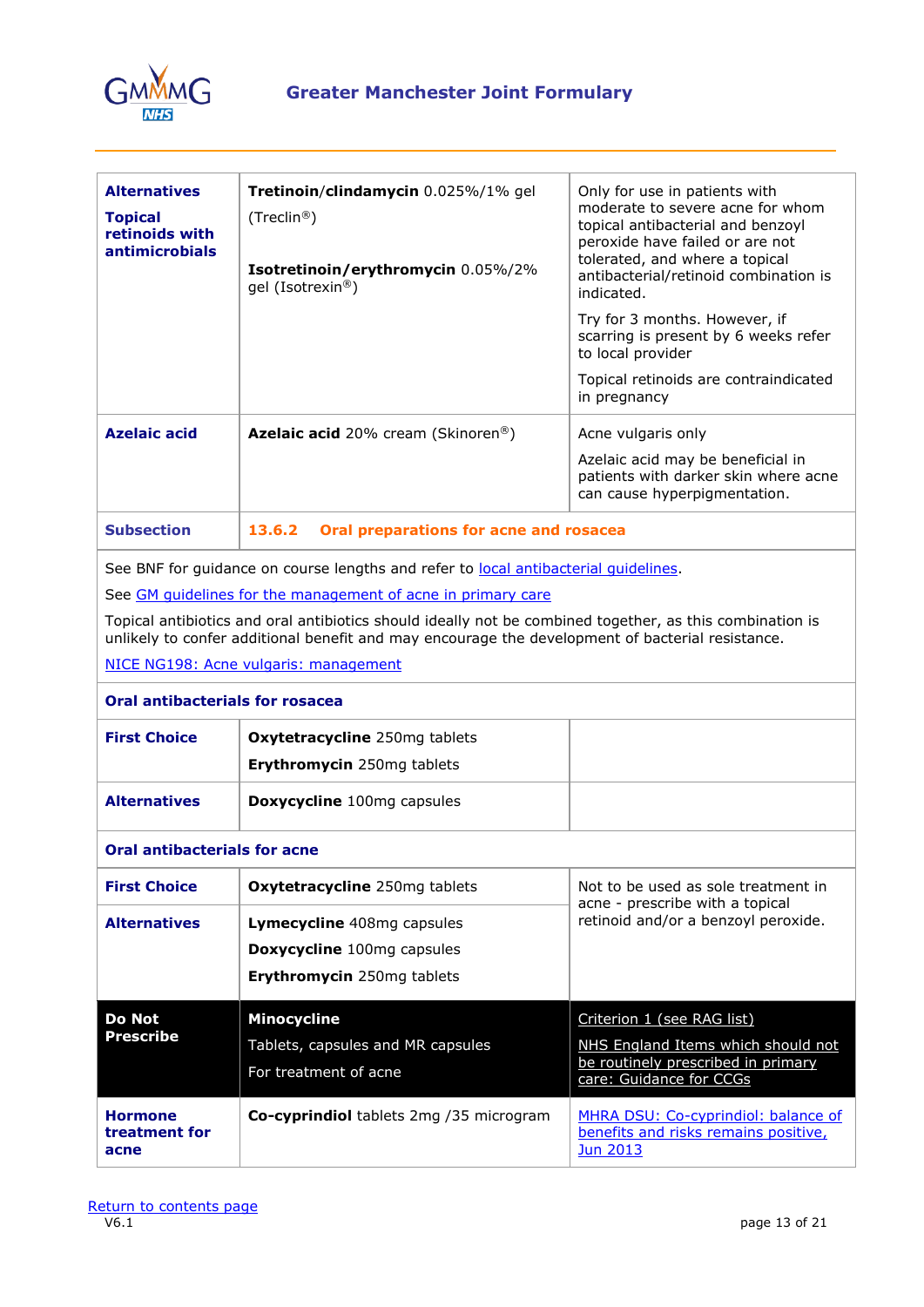| | | |
|---|---|---|
| **Alternatives**<br><br>**Topical retinoids with antimicrobials** | **Tretinoin/clindamycin** 0.025%/1% gel (Treclin®)<br><br>**Isotretinoin/erythromycin** 0.05%/2% gel (Isotrexin®) | Only for use in patients with moderate to severe acne for whom topical antibacterial and benzoyl peroxide have failed or are not tolerated, and where a topical antibacterial/retinoid combination is indicated.<br><br>Try for 3 months. However, if scarring is present by 6 weeks refer to local provider<br><br>Topical retinoids are contraindicated in pregnancy |
| **Azelaic acid** | **Azelaic acid** 20% cream (Skinoren®) | Acne vulgaris only<br><br>Azelaic acid may be beneficial in patients with darker skin where acne can cause hyperpigmentation. |
| **Subsection** | **13.6.2 Oral preparations for acne and rosacea** | |

See BNF for guidance on course lengths and refer to local antibacterial guidelines.

See GM guidelines for the management of acne in primary care

Topical antibiotics and oral antibiotics should ideally not be combined together, as this combination is unlikely to confer additional benefit and may encourage the development of bacterial resistance.

NICE NG198: Acne vulgaris: management

**Oral antibacterials for rosacea**

| | | |
|---|---|---|
| **First Choice** | **Oxytetracycline** 250mg tablets<br>**Erythromycin** 250mg tablets | |
| **Alternatives** | **Doxycycline** 100mg capsules | |

**Oral antibacterials for acne**

| | | |
|---|---|---|
| **First Choice** | **Oxytetracycline** 250mg tablets | Not to be used as sole treatment in acne - prescribe with a topical retinoid and/or a benzoyl peroxide. |
| **Alternatives** | **Lymecycline** 408mg capsules<br>**Doxycycline** 100mg capsules<br>**Erythromycin** 250mg tablets | |
| **Do Not Prescribe** | **Minocycline**<br>Tablets, capsules and MR capsules<br>For treatment of acne | Criterion 1 (see RAG list)<br><br>NHS England Items which should not be routinely prescribed in primary care: Guidance for CCGs |
| **Hormone treatment for acne** | **Co-cyprindiol** tablets 2mg /35 microgram | MHRA DSU: Co-cyprindiol: balance of benefits and risks remains positive, Jun 2013 |

Return to contents page

V6.1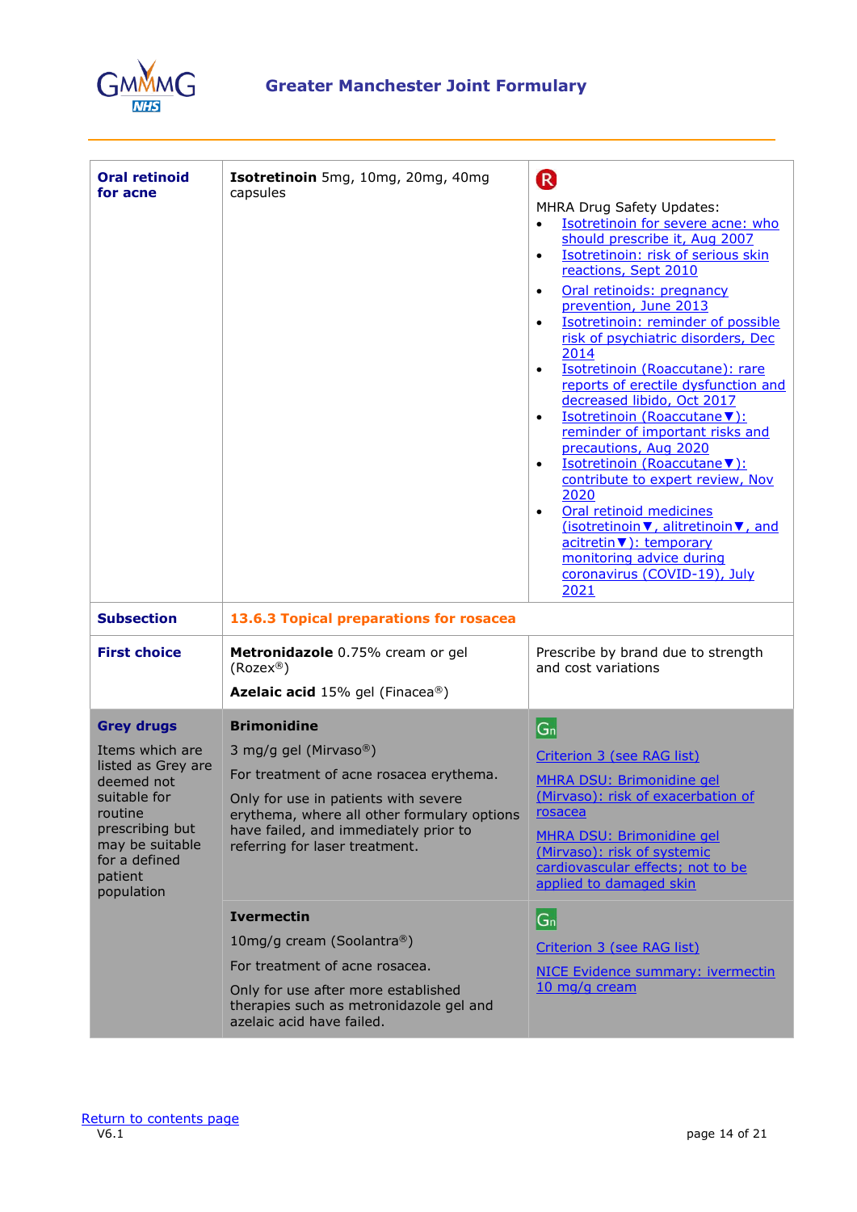| | | |
|---|---|---|
| **Oral retinoid for acne** | **Isotretinoin** 5mg, 10mg, 20mg, 40mg capsules | R<br><br>MHRA Drug Safety Updates:<br>• Isotretinoin for severe acne: who should prescribe it, Aug 2007<br>• Isotretinoin: risk of serious skin reactions, Sept 2010<br>• Oral retinoids: pregnancy prevention, June 2013<br>• Isotretinoin: reminder of possible risk of psychiatric disorders, Dec 2014<br>• Isotretinoin (Roaccutane): rare reports of erectile dysfunction and decreased libido, Oct 2017<br>• Isotretinoin (Roaccutane▼): reminder of important risks and precautions, Aug 2020<br>• Isotretinoin (Roaccutane▼): contribute to expert review, Nov 2020<br>• Oral retinoid medicines (isotretinoin▼, alitretinoin▼, and acitretin▼): temporary monitoring advice during coronavirus (COVID-19), July 2021 |
| **Subsection** | **13.6.3 Topical preparations for rosacea** | |
| **First choice** | **Metronidazole** 0.75% cream or gel (Rozex®)<br><br>**Azelaic acid** 15% gel (Finacea®) | Prescribe by brand due to strength and cost variations |
| **Grey drugs**<br><br>Items which are listed as Grey are deemed not suitable for routine prescribing but may be suitable for a defined patient population | **Brimonidine**<br><br>3 mg/g gel (Mirvaso®)<br><br>For treatment of acne rosacea erythema.<br><br>Only for use in patients with severe erythema, where all other formulary options have failed, and immediately prior to referring for laser treatment. | Gn<br><br>Criterion 3 (see RAG list)<br><br>MHRA DSU: Brimonidine gel (Mirvaso): risk of exacerbation of rosacea<br><br>MHRA DSU: Brimonidine gel (Mirvaso): risk of systemic cardiovascular effects; not to be applied to damaged skin |
| | **Ivermectin**<br><br>10mg/g cream (Soolantra®)<br><br>For treatment of acne rosacea.<br><br>Only for use after more established therapies such as metronidazole gel and azelaic acid have failed. | Gn<br><br>Criterion 3 (see RAG list)<br><br>NICE Evidence summary: ivermectin 10 mg/g cream |

Return to contents page
V6.1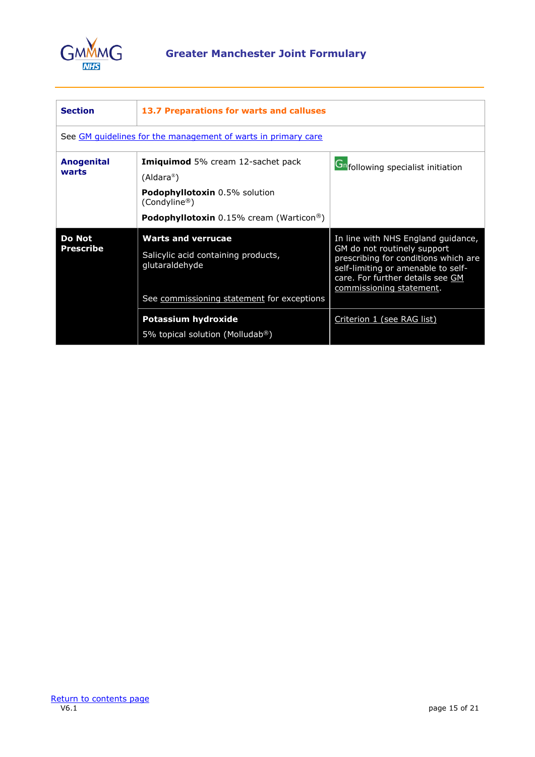| Section | 13.7 Preparations for warts and calluses | |
|---|---|---|
| See GM guidelines for the management of warts in primary care | | |
| **Anogenital warts** | **Imiquimod** 5% cream 12-sachet pack (Aldara®)<br>**Podophyllotoxin** 0.5% solution (Condyline®)<br>**Podophyllotoxin** 0.15% cream (Warticon®) | Gn following specialist initiation |
| **Do Not Prescribe** | **Warts and verrucae**<br>Salicylic acid containing products, glutaraldehyde<br>See commissioning statement for exceptions | In line with NHS England guidance, GM do not routinely support prescribing for conditions which are self-limiting or amenable to self-care. For further details see GM commissioning statement. |
| | **Potassium hydroxide**<br>5% topical solution (Molludab®) | Criterion 1 (see RAG list) |

Return to contents page

V6.1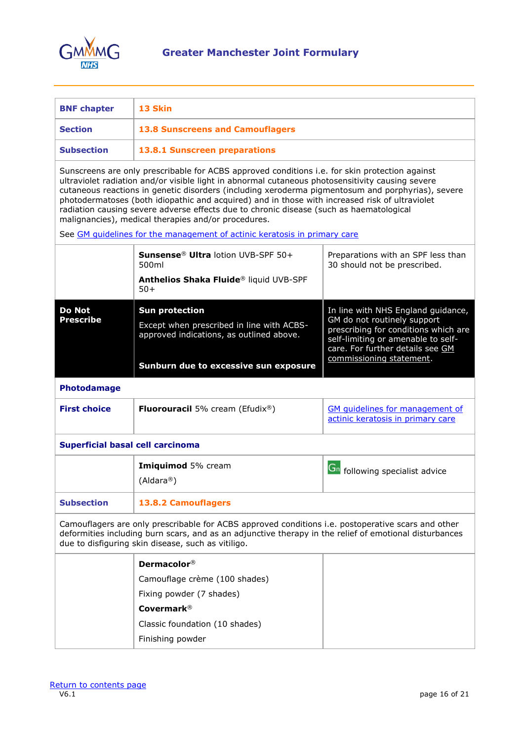| BNF chapter | 13 Skin | |
|---|---|---|
| **Section** | **13.8 Sunscreens and Camouflagers** | |
| **Subsection** | **13.8.1 Sunscreen preparations** | |
| Sunscreens are only prescribable for ACBS approved conditions i.e. for skin protection against ultraviolet radiation and/or visible light in abnormal cutaneous photosensitivity causing severe cutaneous reactions in genetic disorders (including xeroderma pigmentosum and porphyrias), severe photodermatoses (both idiopathic and acquired) and in those with increased risk of ultraviolet radiation causing severe adverse effects due to chronic disease (such as haematological malignancies), medical therapies and/or procedures.<br><br>See GM guidelines for the management of actinic keratosis in primary care | | |
| | **Sunsense**® **Ultra** lotion UVB-SPF 50+ 500ml<br><br>**Anthelios Shaka Fluide**® liquid UVB-SPF 50+ | Preparations with an SPF less than 30 should not be prescribed. |
| **Do Not Prescribe** | **Sun protection**<br><br>Except when prescribed in line with ACBS-approved indications, as outlined above.<br><br>**Sunburn due to excessive sun exposure** | In line with NHS England guidance, GM do not routinely support prescribing for conditions which are self-limiting or amenable to self-care. For further details see GM commissioning statement. |
| **Photodamage** | | |
| **First choice** | **Fluorouracil** 5% cream (Efudix®) | GM guidelines for management of actinic keratosis in primary care |
| **Superficial basal cell carcinoma** | | |
| | **Imiquimod** 5% cream<br><br>(Aldara®) | Gn following specialist advice |
| **Subsection** | **13.8.2 Camouflagers** | |
| Camouflagers are only prescribable for ACBS approved conditions i.e. postoperative scars and other deformities including burn scars, and as an adjunctive therapy in the relief of emotional disturbances due to disfiguring skin disease, such as vitiligo. | | |
| | **Dermacolor**®<br><br>Camouflage crème (100 shades)<br><br>Fixing powder (7 shades)<br><br>**Covermark**®<br><br>Classic foundation (10 shades)<br><br>Finishing powder | |

Return to contents page

V6.1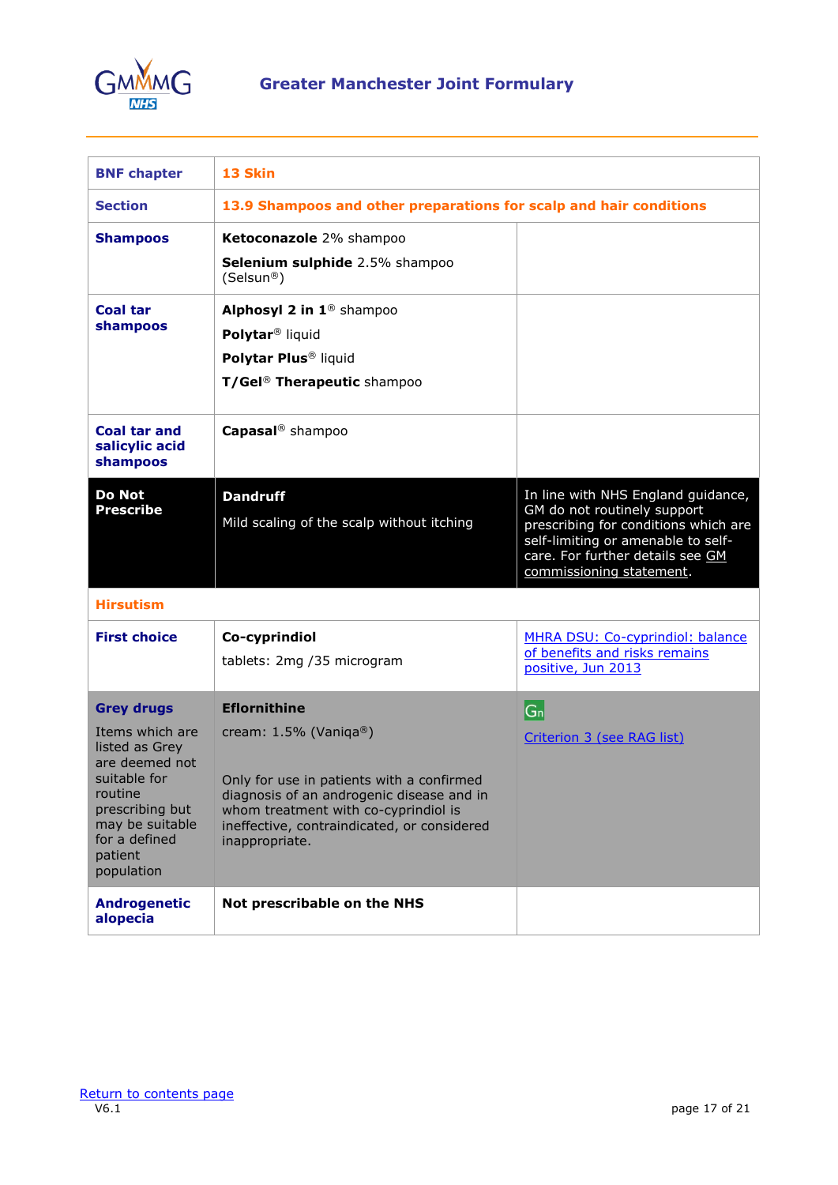| BNF chapter | 13 Skin | |
|---|---|---|
| Section | 13.9 Shampoos and other preparations for scalp and hair conditions | |
| **Shampoos** | **Ketoconazole** 2% shampoo<br>**Selenium sulphide** 2.5% shampoo (Selsun®) | |
| **Coal tar shampoos** | **Alphosyl 2 in 1**® shampoo<br>**Polytar**® liquid<br>**Polytar Plus**® liquid<br>**T/Gel**® **Therapeutic** shampoo | |
| **Coal tar and salicylic acid shampoos** | **Capasal**® shampoo | |
| **Do Not Prescribe** | **Dandruff**<br>Mild scaling of the scalp without itching | In line with NHS England guidance, GM do not routinely support prescribing for conditions which are self-limiting or amenable to self-care. For further details see GM commissioning statement. |
| **Hirsutism** | | |
| **First choice** | **Co-cyprindiol**<br>tablets: 2mg /35 microgram | MHRA DSU: Co-cyprindiol: balance of benefits and risks remains positive, Jun 2013 |
| **Grey drugs**<br>Items which are listed as Grey are deemed not suitable for routine prescribing but may be suitable for a defined patient population | **Eflornithine**<br>cream: 1.5% (Vaniqa®)<br>Only for use in patients with a confirmed diagnosis of an androgenic disease and in whom treatment with co-cyprindiol is ineffective, contraindicated, or considered inappropriate. | Gn<br>Criterion 3 (see RAG list) |
| **Androgenetic alopecia** | **Not prescribable on the NHS** | |

Return to contents page
V6.1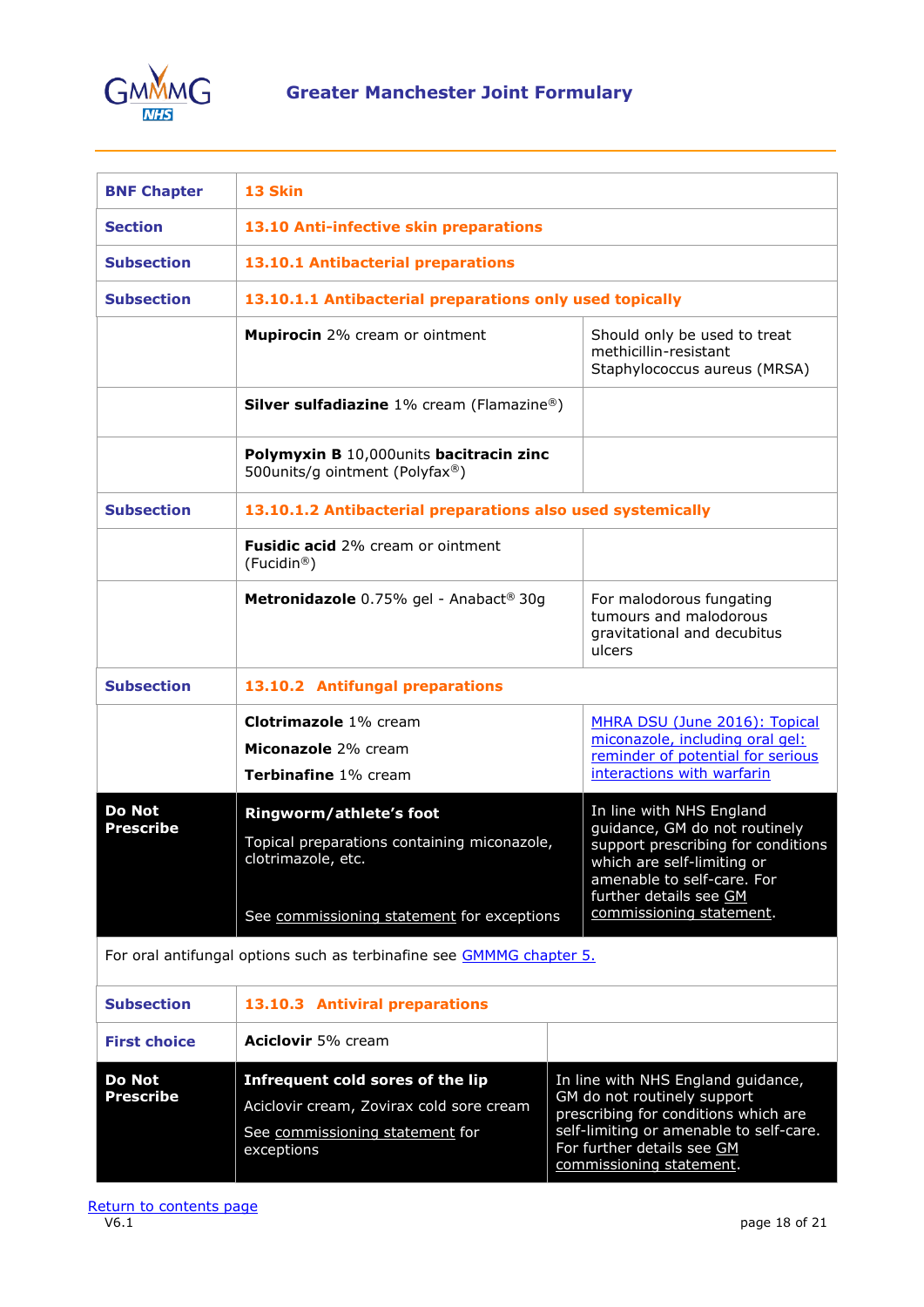| BNF Chapter | 13 Skin | |
|---|---|---|
| Section | 13.10 Anti-infective skin preparations | |
| Subsection | 13.10.1 Antibacterial preparations | |
| Subsection | 13.10.1.1 Antibacterial preparations only used topically | |
| | **Mupirocin** 2% cream or ointment | Should only be used to treat methicillin-resistant Staphylococcus aureus (MRSA) |
| | **Silver sulfadiazine** 1% cream (Flamazine®) | |
| | **Polymyxin B** 10,000units **bacitracin zinc** 500units/g ointment (Polyfax®) | |
| Subsection | 13.10.1.2 Antibacterial preparations also used systemically | |
| | **Fusidic acid** 2% cream or ointment (Fucidin®) | |
| | **Metronidazole** 0.75% gel - Anabact® 30g | For malodorous fungating tumours and malodorous gravitational and decubitus ulcers |
| Subsection | 13.10.2 Antifungal preparations | |
| | **Clotrimazole** 1% cream<br>**Miconazole** 2% cream<br>**Terbinafine** 1% cream | MHRA DSU (June 2016): Topical miconazole, including oral gel: reminder of potential for serious interactions with warfarin |
| **Do Not Prescribe** | **Ringworm/athlete's foot**<br>Topical preparations containing miconazole, clotrimazole, etc.<br>See commissioning statement for exceptions | In line with NHS England guidance, GM do not routinely support prescribing for conditions which are self-limiting or amenable to self-care. For further details see GM commissioning statement. |
| For oral antifungal options such as terbinafine see GMMMG chapter 5. | | |
| Subsection | 13.10.3 Antiviral preparations | |
| First choice | **Aciclovir** 5% cream | |
| **Do Not Prescribe** | **Infrequent cold sores of the lip**<br>Aciclovir cream, Zovirax cold sore cream<br>See commissioning statement for exceptions | In line with NHS England guidance, GM do not routinely support prescribing for conditions which are self-limiting or amenable to self-care. For further details see GM commissioning statement. |

Return to contents page

V6.1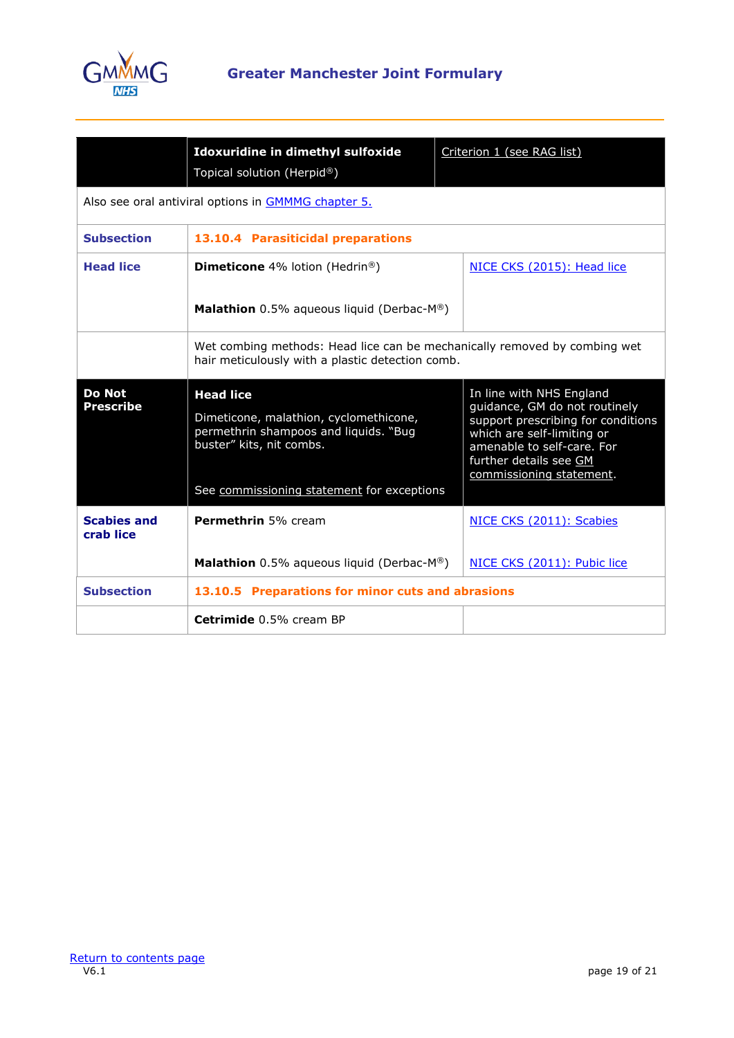| | **Idoxuridine in dimethyl sulfoxide** Topical solution (Herpid®) | Criterion 1 (see RAG list) |
|---|---|---|
| Also see oral antiviral options in GMMMG chapter 5. | | |
| **Subsection** | **13.10.4 Parasiticidal preparations** | |
| **Head lice** | **Dimeticone** 4% lotion (Hedrin®)<br><br>**Malathion** 0.5% aqueous liquid (Derbac-M®) | NICE CKS (2015): Head lice |
| | Wet combing methods: Head lice can be mechanically removed by combing wet hair meticulously with a plastic detection comb. | |
| **Do Not Prescribe** | **Head lice**<br><br>Dimeticone, malathion, cyclomethicone, permethrin shampoos and liquids. "Bug buster" kits, nit combs.<br><br>See commissioning statement for exceptions | In line with NHS England guidance, GM do not routinely support prescribing for conditions which are self-limiting or amenable to self-care. For further details see GM commissioning statement. |
| **Scabies and crab lice** | **Permethrin** 5% cream<br><br>**Malathion** 0.5% aqueous liquid (Derbac-M®) | NICE CKS (2011): Scabies<br><br>NICE CKS (2011): Pubic lice |
| **Subsection** | **13.10.5 Preparations for minor cuts and abrasions** | |
| | **Cetrimide** 0.5% cream BP | |

Return to contents page

V6.1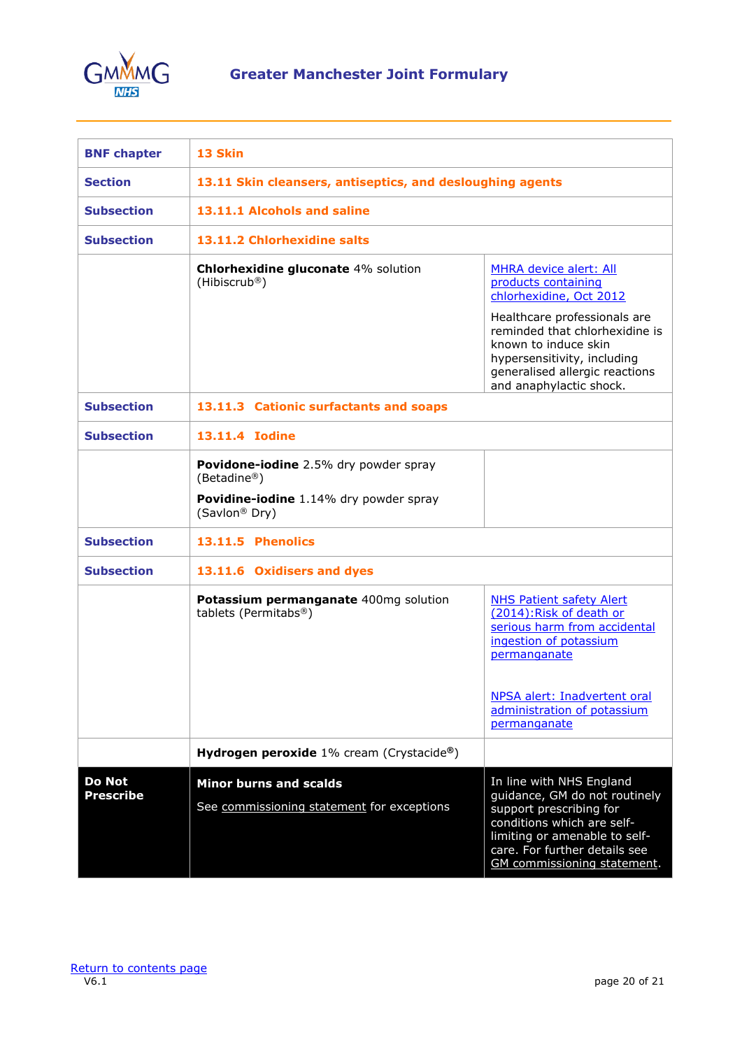| BNF chapter | 13 Skin | |
|---|---|---|
| Section | 13.11 Skin cleansers, antiseptics, and desloughing agents | |
| Subsection | 13.11.1 Alcohols and saline | |
| Subsection | 13.11.2 Chlorhexidine salts | |
| | **Chlorhexidine gluconate** 4% solution (Hibiscrub®) | MHRA device alert: All products containing chlorhexidine, Oct 2012<br><br>Healthcare professionals are reminded that chlorhexidine is known to induce skin hypersensitivity, including generalised allergic reactions and anaphylactic shock. |
| Subsection | 13.11.3 Cationic surfactants and soaps | |
| Subsection | 13.11.4 Iodine | |
| | **Povidone-iodine** 2.5% dry powder spray (Betadine®)<br><br>**Povidine-iodine** 1.14% dry powder spray (Savlon® Dry) | |
| Subsection | 13.11.5 Phenolics | |
| Subsection | 13.11.6 Oxidisers and dyes | |
| | **Potassium permanganate** 400mg solution tablets (Permitabs®) | NHS Patient safety Alert (2014):Risk of death or serious harm from accidental ingestion of potassium permanganate<br><br>NPSA alert: Inadvertent oral administration of potassium permanganate |
| | **Hydrogen peroxide** 1% cream (Crystacide®) | |
| **Do Not Prescribe** | **Minor burns and scalds**<br><br>See commissioning statement for exceptions | In line with NHS England guidance, GM do not routinely support prescribing for conditions which are self-limiting or amenable to self-care. For further details see GM commissioning statement. |

Return to contents page

V6.1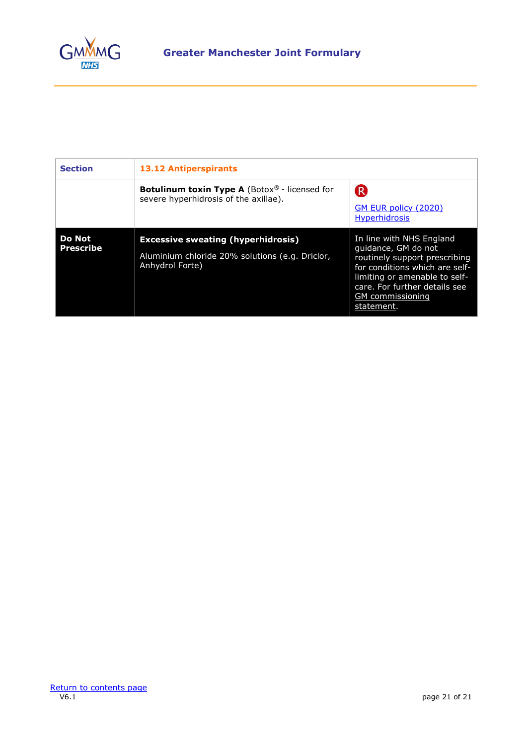| Section | 13.12 Antiperspirants | |
|---|---|---|
| | **Botulinum toxin Type A** (Botox® - licensed for severe hyperhidrosis of the axillae). | R<br>GM EUR policy (2020) Hyperhidrosis |
| **Do Not Prescribe** | **Excessive sweating (hyperhidrosis)**<br>Aluminium chloride 20% solutions (e.g. Driclor, Anhydrol Forte) | In line with NHS England guidance, GM do not routinely support prescribing for conditions which are self-limiting or amenable to self-care. For further details see GM commissioning statement. |

Return to contents page
V6.1